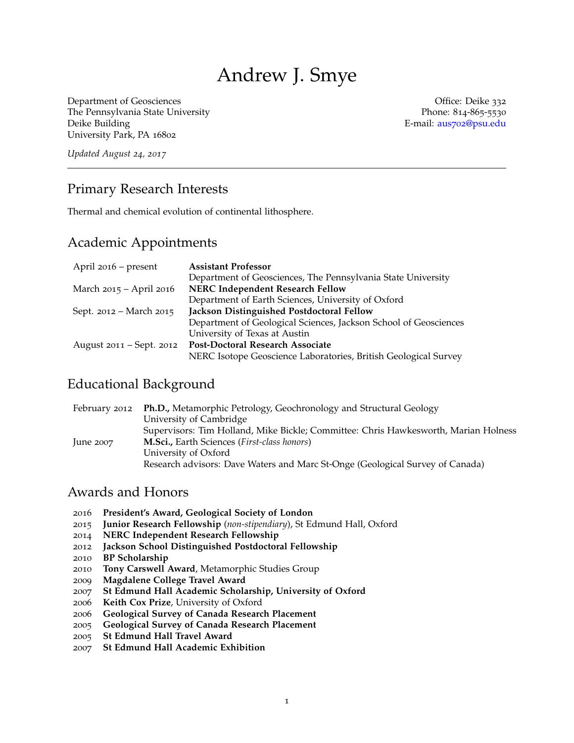# Andrew J. Smye

Department of Geosciences
The Pennsylvania State University
Deike Building
University Park, PA 16802

Office: Deike 332
Phone: 814-865-5530
E-mail: aus702@psu.edu

*Updated August 24, 2017*

---

## Primary Research Interests

Thermal and chemical evolution of continental lithosphere.

## Academic Appointments

| | |
|---|---|
| April 2016 – present | **Assistant Professor**<br>Department of Geosciences, The Pennsylvania State University |
| March 2015 – April 2016 | **NERC Independent Research Fellow**<br>Department of Earth Sciences, University of Oxford |
| Sept. 2012 – March 2015 | **Jackson Distinguished Postdoctoral Fellow**<br>Department of Geological Sciences, Jackson School of Geosciences<br>University of Texas at Austin |
| August 2011 – Sept. 2012 | **Post-Doctoral Research Associate**<br>NERC Isotope Geoscience Laboratories, British Geological Survey |

## Educational Background

| | |
|---|---|
| February 2012 | **Ph.D.,** Metamorphic Petrology, Geochronology and Structural Geology<br>University of Cambridge<br>Supervisors: Tim Holland, Mike Bickle; Committee: Chris Hawkesworth, Marian Holness |
| June 2007 | **M.Sci.,** Earth Sciences (*First-class honors*)<br>University of Oxford<br>Research advisors: Dave Waters and Marc St-Onge (Geological Survey of Canada) |

## Awards and Honors

- 2016 **President's Award, Geological Society of London**
- 2015 **Junior Research Fellowship** (*non-stipendiary*), St Edmund Hall, Oxford
- 2014 **NERC Independent Research Fellowship**
- 2012 **Jackson School Distinguished Postdoctoral Fellowship**
- 2010 **BP Scholarship**
- 2010 **Tony Carswell Award**, Metamorphic Studies Group
- 2009 **Magdalene College Travel Award**
- 2007 **St Edmund Hall Academic Scholarship, University of Oxford**
- 2006 **Keith Cox Prize**, University of Oxford
- 2006 **Geological Survey of Canada Research Placement**
- 2005 **Geological Survey of Canada Research Placement**
- 2005 **St Edmund Hall Travel Award**
- 2007 **St Edmund Hall Academic Exhibition**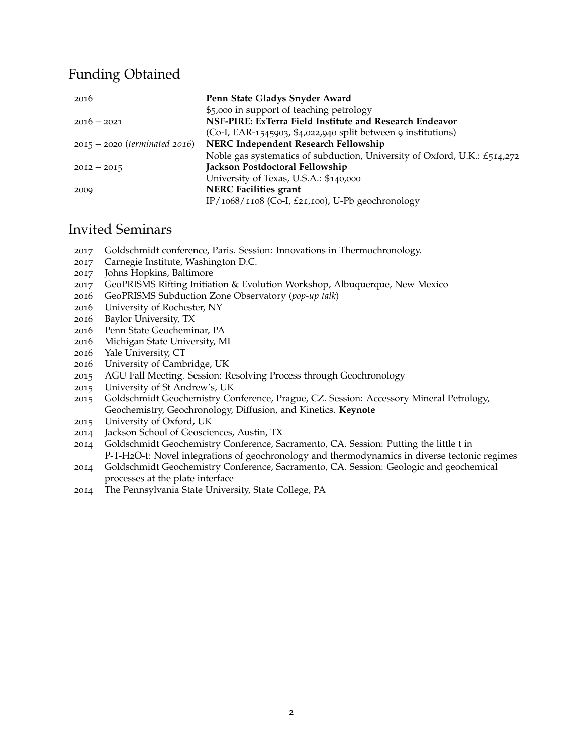## Funding Obtained

| | |
|---|---|
| 2016 | **Penn State Gladys Snyder Award** |
| | \$5,000 in support of teaching petrology |
| 2016 – 2021 | **NSF-PIRE: ExTerra Field Institute and Research Endeavor** |
| | (Co-I, EAR-1545903, \$4,022,940 split between 9 institutions) |
| 2015 – 2020 (*terminated 2016*) | **NERC Independent Research Fellowship** |
| | Noble gas systematics of subduction, University of Oxford, U.K.: £514,272 |
| 2012 – 2015 | **Jackson Postdoctoral Fellowship** |
| | University of Texas, U.S.A.: \$140,000 |
| 2009 | **NERC Facilities grant** |
| | IP/1068/1108 (Co-I, £21,100), U-Pb geochronology |

## Invited Seminars

- 2017 Goldschmidt conference, Paris. Session: Innovations in Thermochronology.
- 2017 Carnegie Institute, Washington D.C.
- 2017 Johns Hopkins, Baltimore
- 2017 GeoPRISMS Rifting Initiation & Evolution Workshop, Albuquerque, New Mexico
- 2016 GeoPRISMS Subduction Zone Observatory (*pop-up talk*)
- 2016 University of Rochester, NY
- 2016 Baylor University, TX
- 2016 Penn State Geocheminar, PA
- 2016 Michigan State University, MI
- 2016 Yale University, CT
- 2016 University of Cambridge, UK
- 2015 AGU Fall Meeting. Session: Resolving Process through Geochronology
- 2015 University of St Andrew's, UK
- 2015 Goldschmidt Geochemistry Conference, Prague, CZ. Session: Accessory Mineral Petrology, Geochemistry, Geochronology, Diffusion, and Kinetics. **Keynote**
- 2015 University of Oxford, UK
- 2014 Jackson School of Geosciences, Austin, TX
- 2014 Goldschmidt Geochemistry Conference, Sacramento, CA. Session: Putting the little t in P-T-H2O-t: Novel integrations of geochronology and thermodynamics in diverse tectonic regimes
- 2014 Goldschmidt Geochemistry Conference, Sacramento, CA. Session: Geologic and geochemical processes at the plate interface
- 2014 The Pennsylvania State University, State College, PA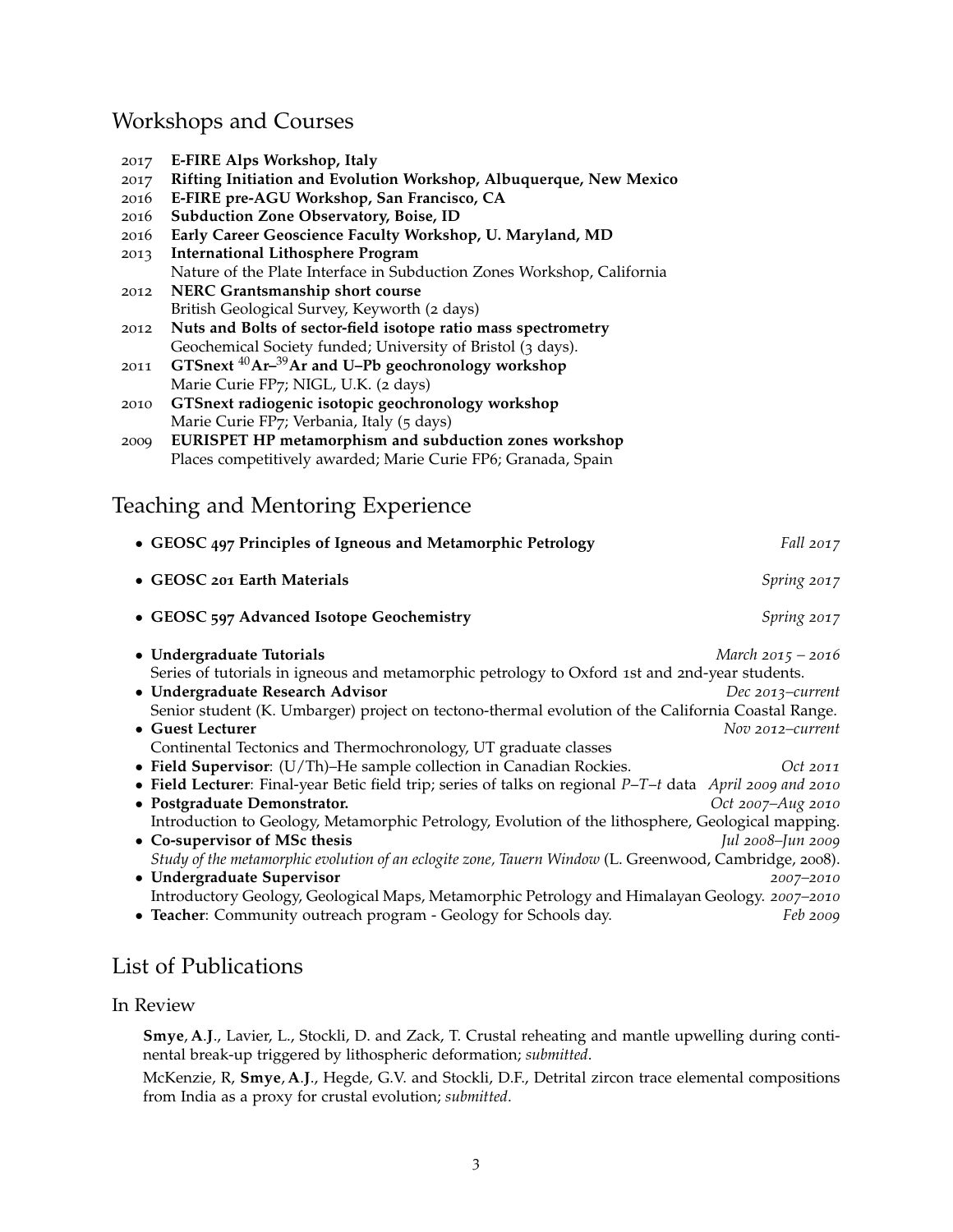## Workshops and Courses

2017 **E-FIRE Alps Workshop, Italy**
2017 **Rifting Initiation and Evolution Workshop, Albuquerque, New Mexico**
2016 **E-FIRE pre-AGU Workshop, San Francisco, CA**
2016 **Subduction Zone Observatory, Boise, ID**
2016 **Early Career Geoscience Faculty Workshop, U. Maryland, MD**
2013 **International Lithosphere Program**
Nature of the Plate Interface in Subduction Zones Workshop, California
2012 **NERC Grantsmanship short course**
British Geological Survey, Keyworth (2 days)
2012 **Nuts and Bolts of sector-field isotope ratio mass spectrometry**
Geochemical Society funded; University of Bristol (3 days).
2011 **GTSnext $^{40}$Ar–$^{39}$Ar and U–Pb geochronology workshop**
Marie Curie FP7; NIGL, U.K. (2 days)
2010 **GTSnext radiogenic isotopic geochronology workshop**
Marie Curie FP7; Verbania, Italy (5 days)
2009 **EURISPET HP metamorphism and subduction zones workshop**
Places competitively awarded; Marie Curie FP6; Granada, Spain

## Teaching and Mentoring Experience

- **GEOSC 497 Principles of Igneous and Metamorphic Petrology** *Fall 2017*
- **GEOSC 201 Earth Materials** *Spring 2017*
- **GEOSC 597 Advanced Isotope Geochemistry** *Spring 2017*
- **Undergraduate Tutorials** *March 2015 – 2016*
  Series of tutorials in igneous and metamorphic petrology to Oxford 1st and 2nd-year students.
- **Undergraduate Research Advisor** *Dec 2013–current*
  Senior student (K. Umbarger) project on tectono-thermal evolution of the California Coastal Range.
- **Guest Lecturer** *Nov 2012–current*
  Continental Tectonics and Thermochronology, UT graduate classes
- **Field Supervisor**: (U/Th)–He sample collection in Canadian Rockies. *Oct 2011*
- **Field Lecturer**: Final-year Betic field trip; series of talks on regional *P–T–t* data *April 2009 and 2010*
- **Postgraduate Demonstrator.** *Oct 2007–Aug 2010*
  Introduction to Geology, Metamorphic Petrology, Evolution of the lithosphere, Geological mapping.
- **Co-supervisor of MSc thesis** *Jul 2008–Jun 2009*
  *Study of the metamorphic evolution of an eclogite zone, Tauern Window* (L. Greenwood, Cambridge, 2008).
- **Undergraduate Supervisor** *2007–2010*
  Introductory Geology, Geological Maps, Metamorphic Petrology and Himalayan Geology. *2007–2010*
- **Teacher**: Community outreach program - Geology for Schools day. *Feb 2009*

## List of Publications

### In Review

**Smye, A.J.**, Lavier, L., Stockli, D. and Zack, T. Crustal reheating and mantle upwelling during continental break-up triggered by lithospheric deformation; *submitted*.

McKenzie, R, **Smye, A.J.**, Hegde, G.V. and Stockli, D.F., Detrital zircon trace elemental compositions from India as a proxy for crustal evolution; *submitted*.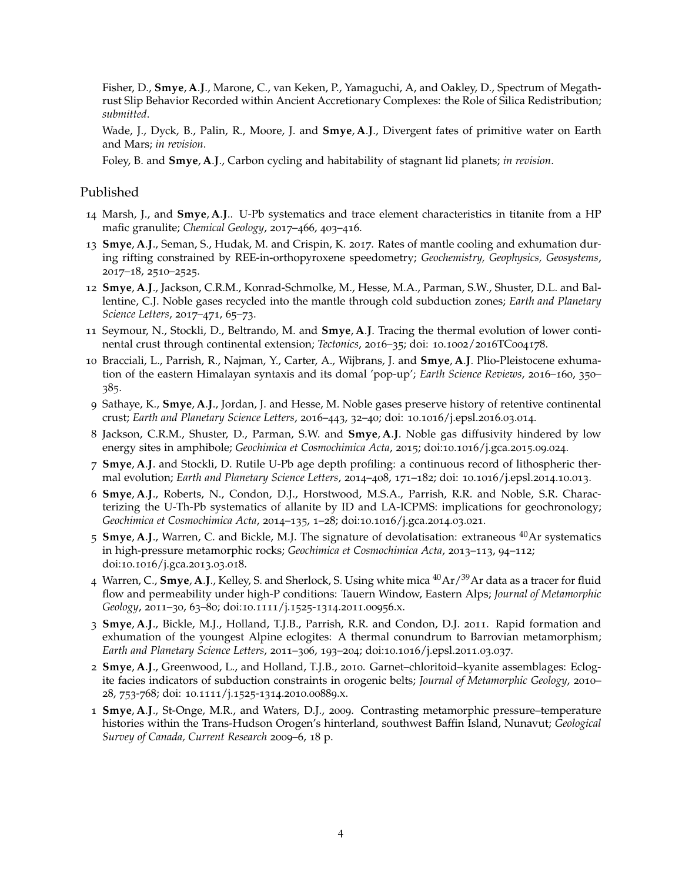Fisher, D., **Smye, A.J.**, Marone, C., van Keken, P., Yamaguchi, A, and Oakley, D., Spectrum of Megathrust Slip Behavior Recorded within Ancient Accretionary Complexes: the Role of Silica Redistribution; *submitted*.

Wade, J., Dyck, B., Palin, R., Moore, J. and **Smye, A.J.**, Divergent fates of primitive water on Earth and Mars; *in revision*.

Foley, B. and **Smye, A.J.**, Carbon cycling and habitability of stagnant lid planets; *in revision*.

## Published

14 Marsh, J., and **Smye, A.J.**. U-Pb systematics and trace element characteristics in titanite from a HP mafic granulite; *Chemical Geology*, 2017–466, 403–416.

13 **Smye, A.J.**, Seman, S., Hudak, M. and Crispin, K. 2017. Rates of mantle cooling and exhumation during rifting constrained by REE-in-orthopyroxene speedometry; *Geochemistry, Geophysics, Geosystems*, 2017–18, 2510–2525.

12 **Smye, A.J.**, Jackson, C.R.M., Konrad-Schmolke, M., Hesse, M.A., Parman, S.W., Shuster, D.L. and Ballentine, C.J. Noble gases recycled into the mantle through cold subduction zones; *Earth and Planetary Science Letters*, 2017–471, 65–73.

11 Seymour, N., Stockli, D., Beltrando, M. and **Smye, A.J.** Tracing the thermal evolution of lower continental crust through continental extension; *Tectonics*, 2016–35; doi: 10.1002/2016TC004178.

10 Bracciali, L., Parrish, R., Najman, Y., Carter, A., Wijbrans, J. and **Smye, A.J.** Plio-Pleistocene exhumation of the eastern Himalayan syntaxis and its domal 'pop-up'; *Earth Science Reviews*, 2016–160, 350–385.

9 Sathaye, K., **Smye, A.J.**, Jordan, J. and Hesse, M. Noble gases preserve history of retentive continental crust; *Earth and Planetary Science Letters*, 2016–443, 32–40; doi: 10.1016/j.epsl.2016.03.014.

8 Jackson, C.R.M., Shuster, D., Parman, S.W. and **Smye, A.J.** Noble gas diffusivity hindered by low energy sites in amphibole; *Geochimica et Cosmochimica Acta*, 2015; doi:10.1016/j.gca.2015.09.024.

7 **Smye, A.J.** and Stockli, D. Rutile U-Pb age depth profiling: a continuous record of lithospheric thermal evolution; *Earth and Planetary Science Letters*, 2014–408, 171–182; doi: 10.1016/j.epsl.2014.10.013.

6 **Smye, A.J.**, Roberts, N., Condon, D.J., Horstwood, M.S.A., Parrish, R.R. and Noble, S.R. Characterizing the U-Th-Pb systematics of allanite by ID and LA-ICPMS: implications for geochronology; *Geochimica et Cosmochimica Acta*, 2014–135, 1–28; doi:10.1016/j.gca.2014.03.021.

5 **Smye, A.J.**, Warren, C. and Bickle, M.J. The signature of devolatisation: extraneous $^{40}$Ar systematics in high-pressure metamorphic rocks; *Geochimica et Cosmochimica Acta*, 2013–113, 94–112; doi:10.1016/j.gca.2013.03.018.

4 Warren, C., **Smye, A.J.**, Kelley, S. and Sherlock, S. Using white mica $^{40}$Ar/$^{39}$Ar data as a tracer for fluid flow and permeability under high-P conditions: Tauern Window, Eastern Alps; *Journal of Metamorphic Geology*, 2011–30, 63–80; doi:10.1111/j.1525-1314.2011.00956.x.

3 **Smye, A.J.**, Bickle, M.J., Holland, T.J.B., Parrish, R.R. and Condon, D.J. 2011. Rapid formation and exhumation of the youngest Alpine eclogites: A thermal conundrum to Barrovian metamorphism; *Earth and Planetary Science Letters*, 2011–306, 193–204; doi:10.1016/j.epsl.2011.03.037.

2 **Smye, A.J.**, Greenwood, L., and Holland, T.J.B., 2010. Garnet–chloritoid–kyanite assemblages: Eclogite facies indicators of subduction constraints in orogenic belts; *Journal of Metamorphic Geology*, 2010–28, 753-768; doi: 10.1111/j.1525-1314.2010.00889.x.

1 **Smye, A.J.**, St-Onge, M.R., and Waters, D.J., 2009. Contrasting metamorphic pressure–temperature histories within the Trans-Hudson Orogen's hinterland, southwest Baffin Island, Nunavut; *Geological Survey of Canada, Current Research* 2009–6, 18 p.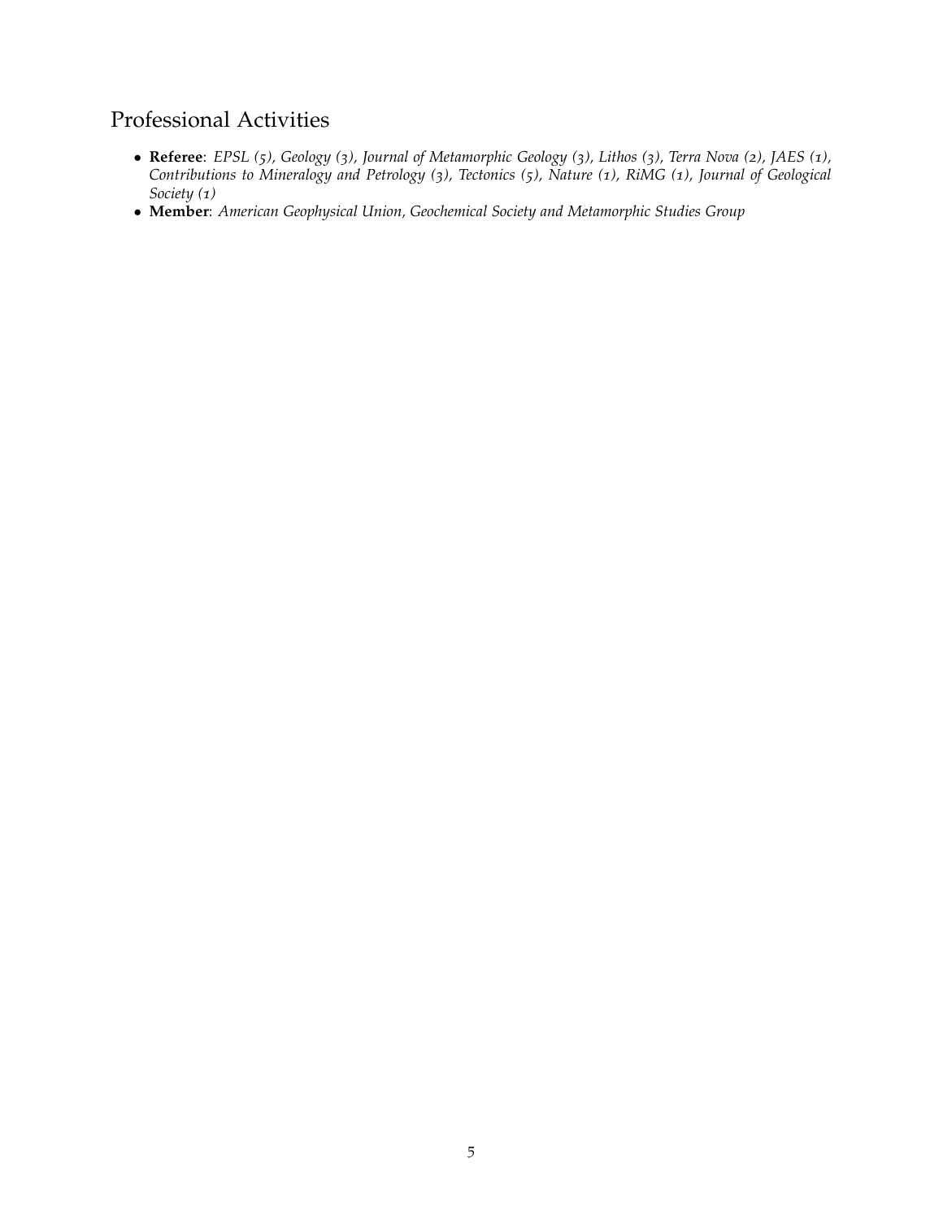## Professional Activities

- **Referee**: *EPSL (5), Geology (3), Journal of Metamorphic Geology (3), Lithos (3), Terra Nova (2), JAES (1), Contributions to Mineralogy and Petrology (3), Tectonics (5), Nature (1), RiMG (1), Journal of Geological Society (1)*
- **Member**: *American Geophysical Union, Geochemical Society and Metamorphic Studies Group*